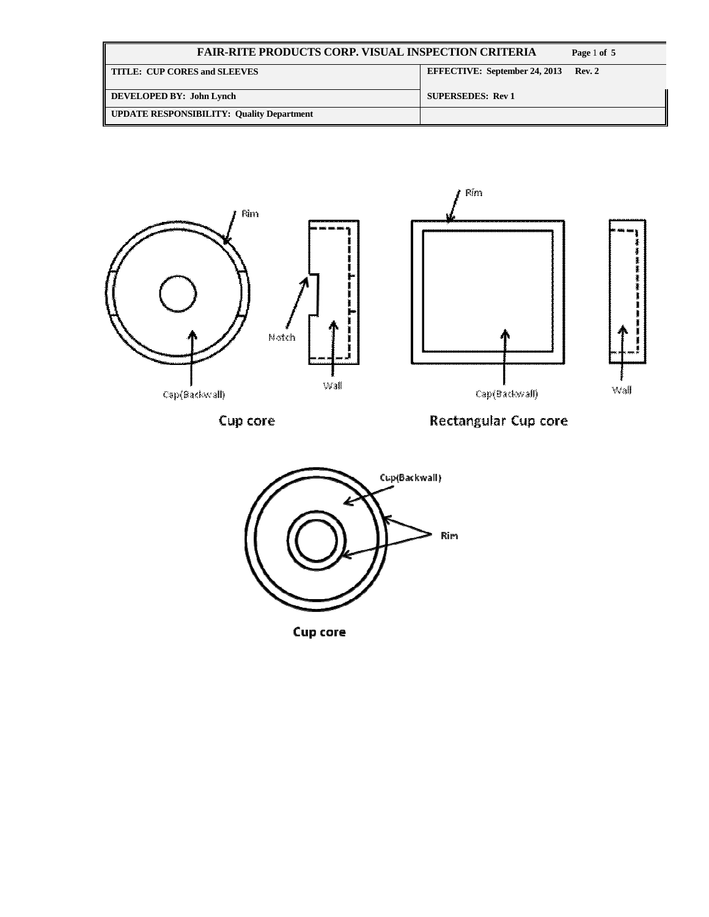| FAIR-RITE PRODUCTS CORP. VISUAL INSPECTION CRITERIA | |
|---|---|
| TITLE: CUP CORES and SLEEVES | EFFECTIVE: September 24, 2013 Rev. 2 |
| DEVELOPED BY: John Lynch | SUPERSEDES: Rev 1 |
| UPDATE RESPONSIBILITY: Quality Department | |

Rim

Notch

Cap(Backwall)

Wall

Cup core

Rim

Cap(Backwall)

Wall

Rectangular Cup core

Cup(Backwall)

Rim

Cup core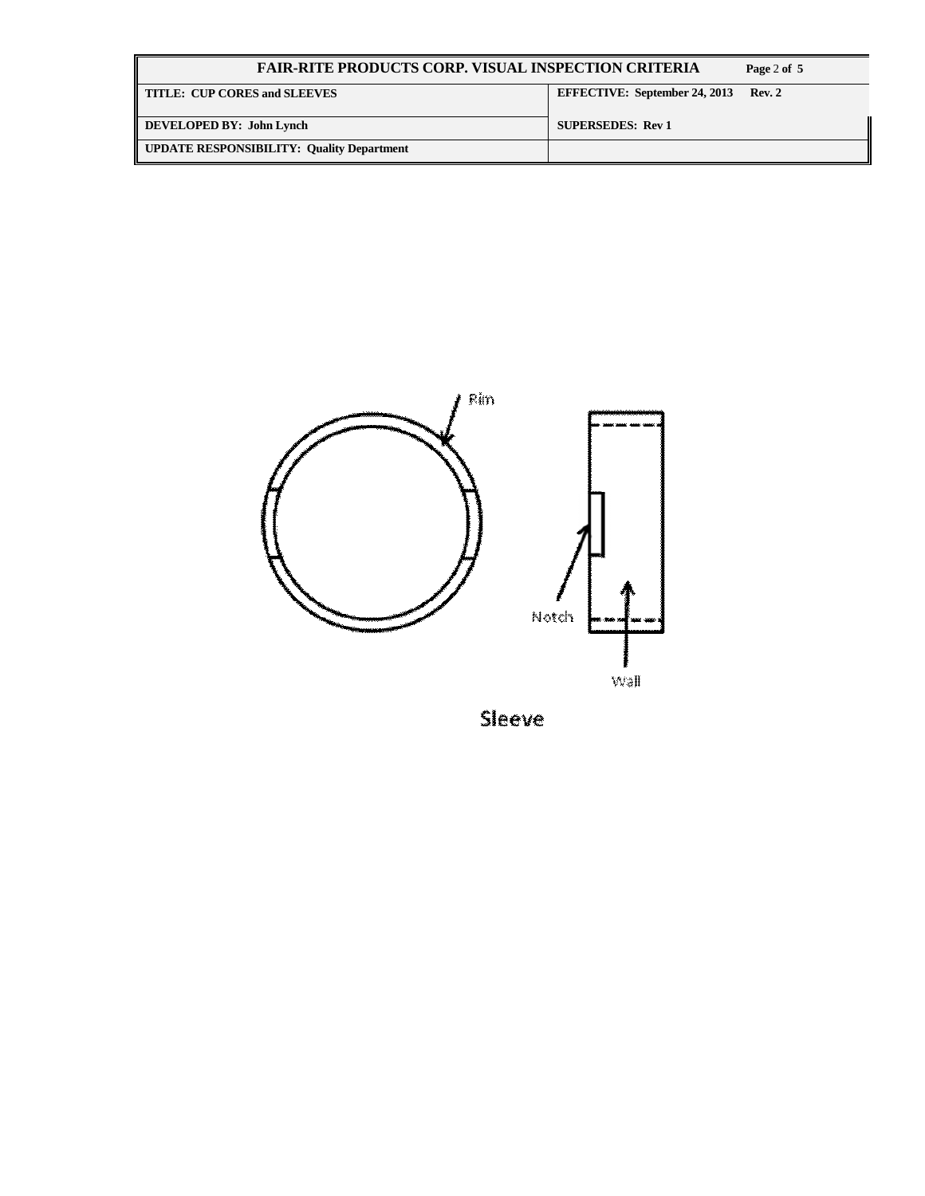Rim

Notch

Wall

**Sleeve**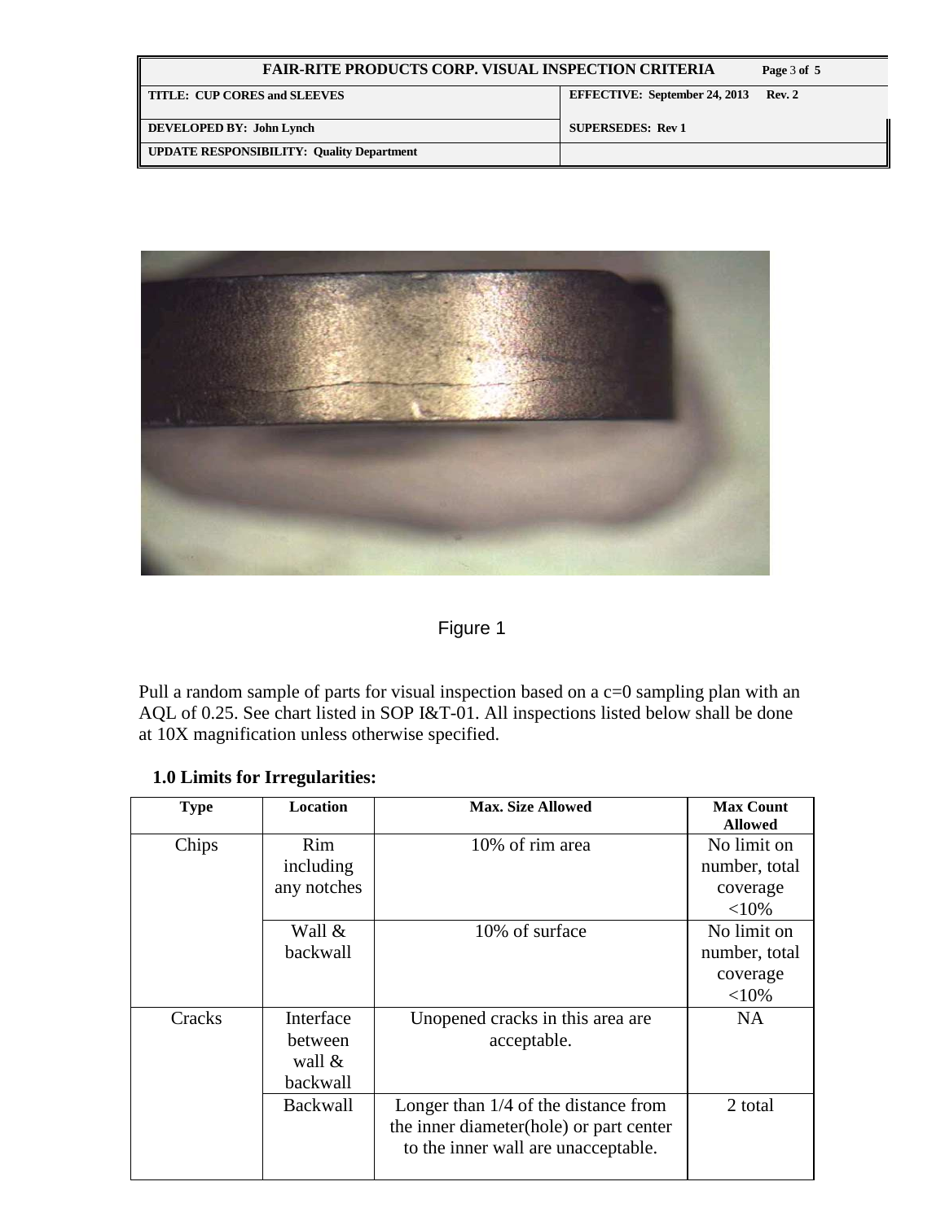Figure 1

Pull a random sample of parts for visual inspection based on a c=0 sampling plan with an AQL of 0.25. See chart listed in SOP I&T-01. All inspections listed below shall be done at 10X magnification unless otherwise specified.

**1.0 Limits for Irregularities:**

| Type | Location | Max. Size Allowed | Max Count Allowed |
|---|---|---|---|
| Chips | Rim including any notches | 10% of rim area | No limit on number, total coverage <10% |
| | Wall & backwall | 10% of surface | No limit on number, total coverage <10% |
| Cracks | Interface between wall & backwall | Unopened cracks in this area are acceptable. | NA |
| | Backwall | Longer than 1/4 of the distance from the inner diameter(hole) or part center to the inner wall are unacceptable. | 2 total |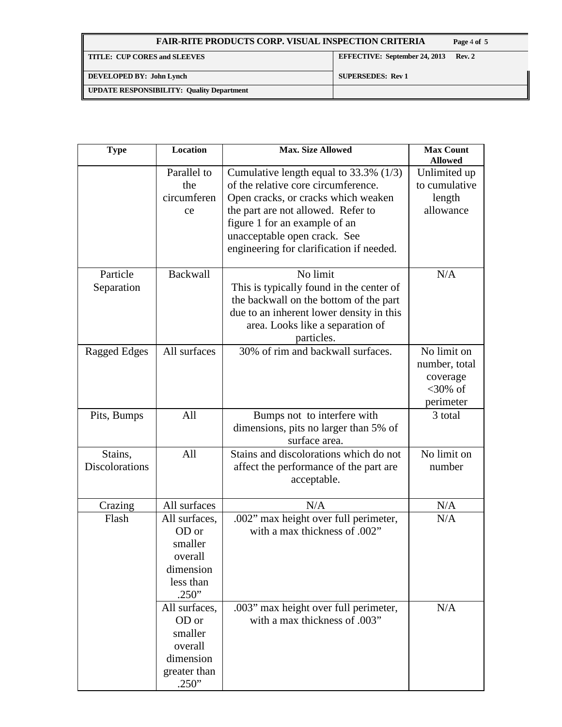| Type | Location | Max. Size Allowed | Max Count Allowed |
|---|---|---|---|
| | Parallel to the circumference | Cumulative length equal to 33.3% (1/3) of the relative core circumference. Open cracks, or cracks which weaken the part are not allowed. Refer to figure 1 for an example of an unacceptable open crack. See engineering for clarification if needed. | Unlimited up to cumulative length allowance |
| Particle Separation | Backwall | No limit This is typically found in the center of the backwall on the bottom of the part due to an inherent lower density in this area. Looks like a separation of particles. | N/A |
| Ragged Edges | All surfaces | 30% of rim and backwall surfaces. | No limit on number, total coverage <30% of perimeter |
| Pits, Bumps | All | Bumps not to interfere with dimensions, pits no larger than 5% of surface area. | 3 total |
| Stains, Discolorations | All | Stains and discolorations which do not affect the performance of the part are acceptable. | No limit on number |
| Crazing | All surfaces | N/A | N/A |
| Flash | All surfaces, OD or smaller overall dimension less than .250” | .002” max height over full perimeter, with a max thickness of .002” | N/A |
| | All surfaces, OD or smaller overall dimension greater than .250” | .003” max height over full perimeter, with a max thickness of .003” | N/A |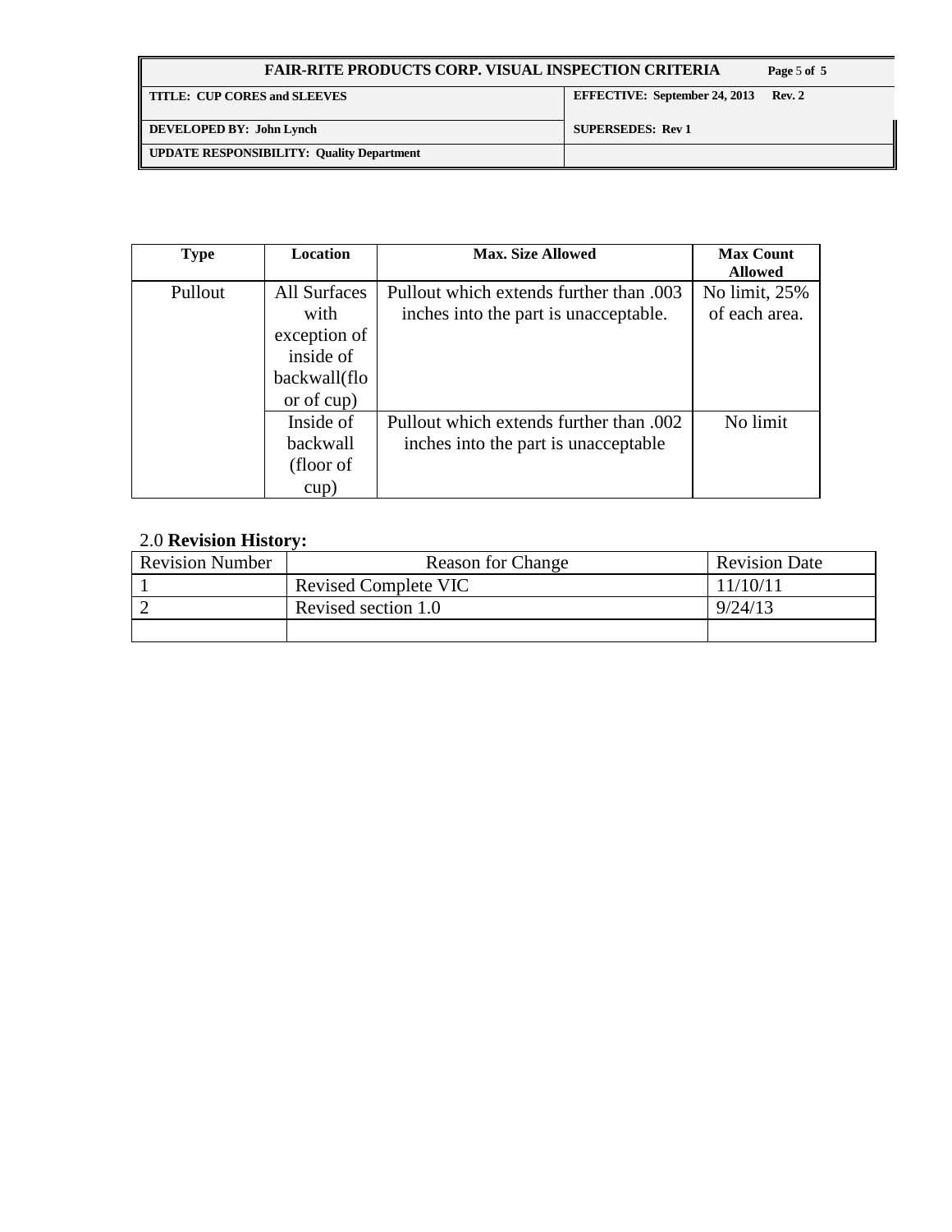| Type | Location | Max. Size Allowed | Max Count Allowed |
|---|---|---|---|
| Pullout | All Surfaces with exception of inside of backwall(floor of cup) | Pullout which extends further than .003 inches into the part is unacceptable. | No limit, 25% of each area. |
| | Inside of backwall (floor of cup) | Pullout which extends further than .002 inches into the part is unacceptable | No limit |

2.0 **Revision History:**

| Revision Number | Reason for Change | Revision Date |
|---|---|---|
| 1 | Revised Complete VIC | 11/10/11 |
| 2 | Revised section 1.0 | 9/24/13 |
| | | |